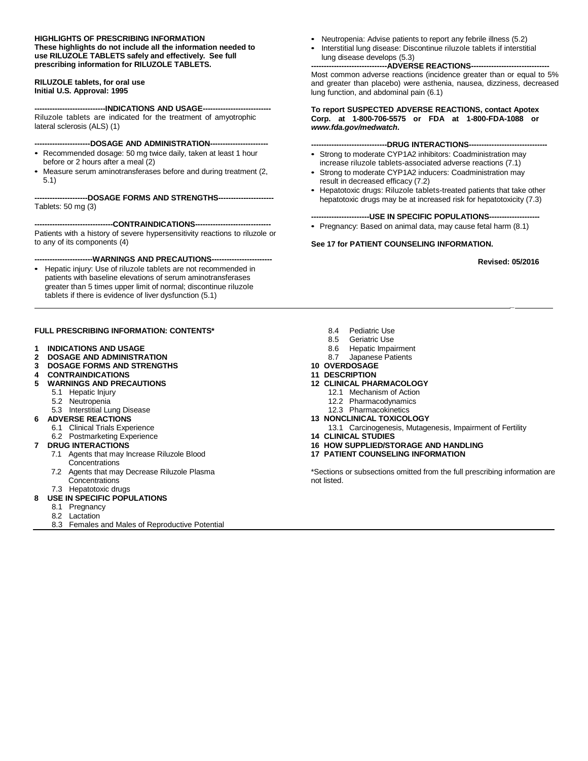**HIGHLIGHTS OF PRESCRIBING INFORMATION**
**These highlights do not include all the information needed to use RILUZOLE TABLETS safely and effectively. See full prescribing information for RILUZOLE TABLETS.**

**RILUZOLE tablets, for oral use**
**Initial U.S. Approval: 1995**

**----------------------------INDICATIONS AND USAGE---------------------------**
Riluzole tablets are indicated for the treatment of amyotrophic lateral sclerosis (ALS) (1)

**----------------------DOSAGE AND ADMINISTRATION----------------------**
- Recommended dosage: 50 mg twice daily, taken at least 1 hour before or 2 hours after a meal (2)
- Measure serum aminotransferases before and during treatment (2, 5.1)

**---------------------DOSAGE FORMS AND STRENGTHS---------------------**
Tablets: 50 mg (3)

**-------------------------------CONTRAINDICATIONS------------------------------**
Patients with a history of severe hypersensitivity reactions to riluzole or to any of its components (4)

**-----------------------WARNINGS AND PRECAUTIONS------------------------**
- Hepatic injury: Use of riluzole tablets are not recommended in patients with baseline elevations of serum aminotransferases greater than 5 times upper limit of normal; discontinue riluzole tablets if there is evidence of liver dysfunction (5.1)
- Neutropenia: Advise patients to report any febrile illness (5.2)
- Interstitial lung disease: Discontinue riluzole tablets if interstitial lung disease develops (5.3)

**------------------------------ADVERSE REACTIONS-------------------------------**
Most common adverse reactions (incidence greater than or equal to 5% and greater than placebo) were asthenia, nausea, dizziness, decreased lung function, and abdominal pain (6.1)

**To report SUSPECTED ADVERSE REACTIONS, contact Apotex Corp. at 1-800-706-5575 or FDA at 1-800-FDA-1088 or *www.fda.gov/medwatch.***

**------------------------------DRUG INTERACTIONS-------------------------------**
- Strong to moderate CYP1A2 inhibitors: Coadministration may increase riluzole tablets-associated adverse reactions (7.1)
- Strong to moderate CYP1A2 inducers: Coadministration may result in decreased efficacy (7.2)
- Hepatotoxic drugs: Riluzole tablets-treated patients that take other hepatotoxic drugs may be at increased risk for hepatotoxicity (7.3)

**-----------------------USE IN SPECIFIC POPULATIONS--------------------**
- Pregnancy: Based on animal data, may cause fetal harm (8.1)

**See 17 for PATIENT COUNSELING INFORMATION.**

**Revised: 05/2016**

---

**FULL PRESCRIBING INFORMATION: CONTENTS***

**1 INDICATIONS AND USAGE**
**2 DOSAGE AND ADMINISTRATION**
**3 DOSAGE FORMS AND STRENGTHS**
**4 CONTRAINDICATIONS**
**5 WARNINGS AND PRECAUTIONS**
- 5.1 Hepatic Injury
- 5.2 Neutropenia
- 5.3 Interstitial Lung Disease

**6 ADVERSE REACTIONS**
- 6.1 Clinical Trials Experience
- 6.2 Postmarketing Experience

**7 DRUG INTERACTIONS**
- 7.1 Agents that may Increase Riluzole Blood Concentrations
- 7.2 Agents that may Decrease Riluzole Plasma Concentrations
- 7.3 Hepatotoxic drugs

**8 USE IN SPECIFIC POPULATIONS**
- 8.1 Pregnancy
- 8.2 Lactation
- 8.3 Females and Males of Reproductive Potential
- 8.4 Pediatric Use
- 8.5 Geriatric Use
- 8.6 Hepatic Impairment
- 8.7 Japanese Patients

**10 OVERDOSAGE**
**11 DESCRIPTION**
**12 CLINICAL PHARMACOLOGY**
- 12.1 Mechanism of Action
- 12.2 Pharmacodynamics
- 12.3 Pharmacokinetics

**13 NONCLINICAL TOXICOLOGY**
- 13.1 Carcinogenesis, Mutagenesis, Impairment of Fertility

**14 CLINICAL STUDIES**
**16 HOW SUPPLIED/STORAGE AND HANDLING**
**17 PATIENT COUNSELING INFORMATION**

*Sections or subsections omitted from the full prescribing information are not listed.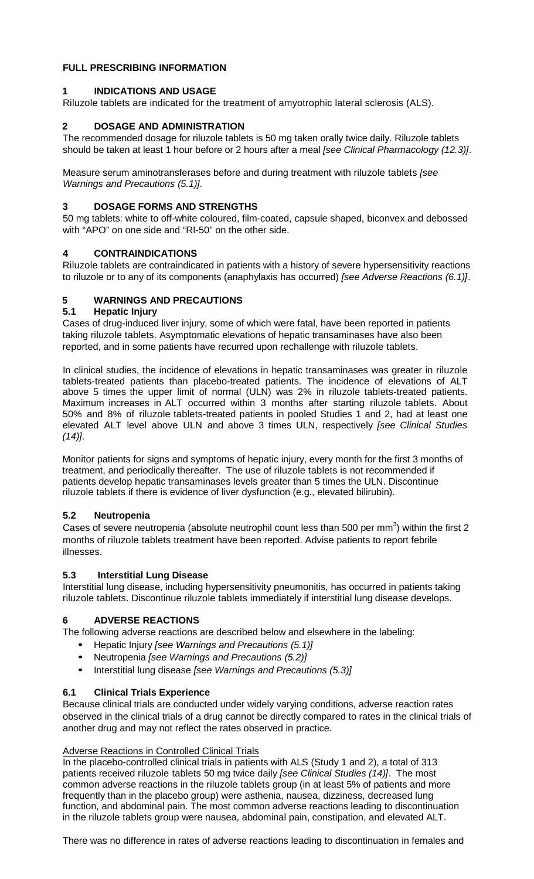## FULL PRESCRIBING INFORMATION

### 1 INDICATIONS AND USAGE

Riluzole tablets are indicated for the treatment of amyotrophic lateral sclerosis (ALS).

### 2 DOSAGE AND ADMINISTRATION

The recommended dosage for riluzole tablets is 50 mg taken orally twice daily. Riluzole tablets should be taken at least 1 hour before or 2 hours after a meal *[see Clinical Pharmacology (12.3)]*.

Measure serum aminotransferases before and during treatment with riluzole tablets *[see Warnings and Precautions (5.1)]*.

### 3 DOSAGE FORMS AND STRENGTHS

50 mg tablets: white to off-white coloured, film-coated, capsule shaped, biconvex and debossed with "APO" on one side and "RI-50" on the other side.

### 4 CONTRAINDICATIONS

Riluzole tablets are contraindicated in patients with a history of severe hypersensitivity reactions to riluzole or to any of its components (anaphylaxis has occurred) *[see Adverse Reactions (6.1)]*.

### 5 WARNINGS AND PRECAUTIONS

#### 5.1 Hepatic Injury

Cases of drug-induced liver injury, some of which were fatal, have been reported in patients taking riluzole tablets. Asymptomatic elevations of hepatic transaminases have also been reported, and in some patients have recurred upon rechallenge with riluzole tablets.

In clinical studies, the incidence of elevations in hepatic transaminases was greater in riluzole tablets-treated patients than placebo-treated patients. The incidence of elevations of ALT above 5 times the upper limit of normal (ULN) was 2% in riluzole tablets-treated patients. Maximum increases in ALT occurred within 3 months after starting riluzole tablets. About 50% and 8% of riluzole tablets-treated patients in pooled Studies 1 and 2, had at least one elevated ALT level above ULN and above 3 times ULN, respectively *[see Clinical Studies (14)]*.

Monitor patients for signs and symptoms of hepatic injury, every month for the first 3 months of treatment, and periodically thereafter. The use of riluzole tablets is not recommended if patients develop hepatic transaminases levels greater than 5 times the ULN. Discontinue riluzole tablets if there is evidence of liver dysfunction (e.g., elevated bilirubin).

#### 5.2 Neutropenia

Cases of severe neutropenia (absolute neutrophil count less than 500 per $mm^3$) within the first 2 months of riluzole tablets treatment have been reported. Advise patients to report febrile illnesses.

#### 5.3 Interstitial Lung Disease

Interstitial lung disease, including hypersensitivity pneumonitis, has occurred in patients taking riluzole tablets. Discontinue riluzole tablets immediately if interstitial lung disease develops.

### 6 ADVERSE REACTIONS

The following adverse reactions are described below and elsewhere in the labeling:

- Hepatic Injury *[see Warnings and Precautions (5.1)]*
- Neutropenia *[see Warnings and Precautions (5.2)]*
- Interstitial lung disease *[see Warnings and Precautions (5.3)]*

#### 6.1 Clinical Trials Experience

Because clinical trials are conducted under widely varying conditions, adverse reaction rates observed in the clinical trials of a drug cannot be directly compared to rates in the clinical trials of another drug and may not reflect the rates observed in practice.

Adverse Reactions in Controlled Clinical Trials

In the placebo-controlled clinical trials in patients with ALS (Study 1 and 2), a total of 313 patients received riluzole tablets 50 mg twice daily *[see Clinical Studies (14)]*. The most common adverse reactions in the riluzole tablets group (in at least 5% of patients and more frequently than in the placebo group) were asthenia, nausea, dizziness, decreased lung function, and abdominal pain. The most common adverse reactions leading to discontinuation in the riluzole tablets group were nausea, abdominal pain, constipation, and elevated ALT.

There was no difference in rates of adverse reactions leading to discontinuation in females and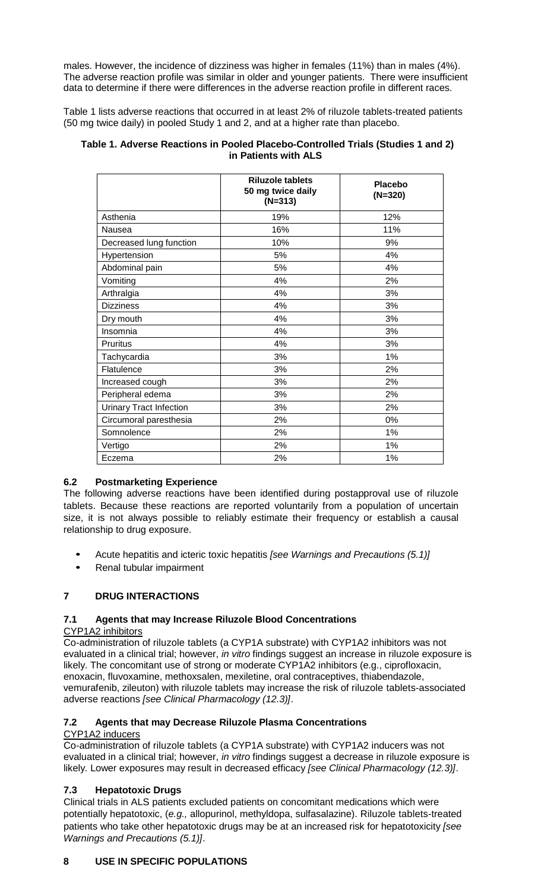males. However, the incidence of dizziness was higher in females (11%) than in males (4%). The adverse reaction profile was similar in older and younger patients. There were insufficient data to determine if there were differences in the adverse reaction profile in different races.

Table 1 lists adverse reactions that occurred in at least 2% of riluzole tablets-treated patients (50 mg twice daily) in pooled Study 1 and 2, and at a higher rate than placebo.

**Table 1. Adverse Reactions in Pooled Placebo-Controlled Trials (Studies 1 and 2) in Patients with ALS**

| | Riluzole tablets 50 mg twice daily (N=313) | Placebo (N=320) |
|---|---|---|
| Asthenia | 19% | 12% |
| Nausea | 16% | 11% |
| Decreased lung function | 10% | 9% |
| Hypertension | 5% | 4% |
| Abdominal pain | 5% | 4% |
| Vomiting | 4% | 2% |
| Arthralgia | 4% | 3% |
| Dizziness | 4% | 3% |
| Dry mouth | 4% | 3% |
| Insomnia | 4% | 3% |
| Pruritus | 4% | 3% |
| Tachycardia | 3% | 1% |
| Flatulence | 3% | 2% |
| Increased cough | 3% | 2% |
| Peripheral edema | 3% | 2% |
| Urinary Tract Infection | 3% | 2% |
| Circumoral paresthesia | 2% | 0% |
| Somnolence | 2% | 1% |
| Vertigo | 2% | 1% |
| Eczema | 2% | 1% |

### 6.2 Postmarketing Experience

The following adverse reactions have been identified during postapproval use of riluzole tablets. Because these reactions are reported voluntarily from a population of uncertain size, it is not always possible to reliably estimate their frequency or establish a causal relationship to drug exposure.

- Acute hepatitis and icteric toxic hepatitis *[see Warnings and Precautions (5.1)]*
- Renal tubular impairment

## 7 DRUG INTERACTIONS

### 7.1 Agents that may Increase Riluzole Blood Concentrations

CYP1A2 inhibitors

Co-administration of riluzole tablets (a CYP1A substrate) with CYP1A2 inhibitors was not evaluated in a clinical trial; however, *in vitro* findings suggest an increase in riluzole exposure is likely. The concomitant use of strong or moderate CYP1A2 inhibitors (e.g., ciprofloxacin, enoxacin, fluvoxamine, methoxsalen, mexiletine, oral contraceptives, thiabendazole, vemurafenib, zileuton) with riluzole tablets may increase the risk of riluzole tablets-associated adverse reactions *[see Clinical Pharmacology (12.3)]*.

### 7.2 Agents that may Decrease Riluzole Plasma Concentrations

CYP1A2 inducers

Co-administration of riluzole tablets (a CYP1A substrate) with CYP1A2 inducers was not evaluated in a clinical trial; however, *in vitro* findings suggest a decrease in riluzole exposure is likely. Lower exposures may result in decreased efficacy *[see Clinical Pharmacology (12.3)]*.

### 7.3 Hepatotoxic Drugs

Clinical trials in ALS patients excluded patients on concomitant medications which were potentially hepatotoxic, (*e.g.,* allopurinol, methyldopa, sulfasalazine). Riluzole tablets-treated patients who take other hepatotoxic drugs may be at an increased risk for hepatotoxicity *[see Warnings and Precautions (5.1)]*.

## 8 USE IN SPECIFIC POPULATIONS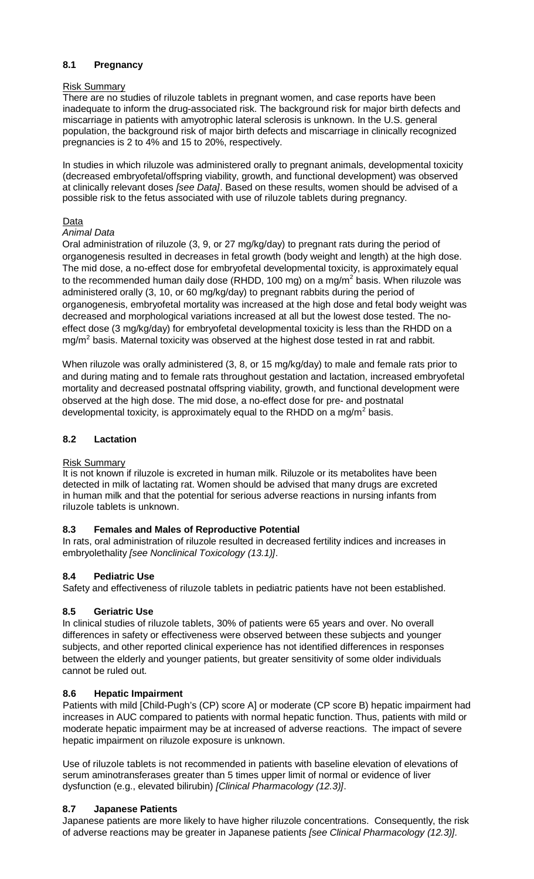### 8.1 Pregnancy

Risk Summary

There are no studies of riluzole tablets in pregnant women, and case reports have been inadequate to inform the drug-associated risk. The background risk for major birth defects and miscarriage in patients with amyotrophic lateral sclerosis is unknown. In the U.S. general population, the background risk of major birth defects and miscarriage in clinically recognized pregnancies is 2 to 4% and 15 to 20%, respectively.

In studies in which riluzole was administered orally to pregnant animals, developmental toxicity (decreased embryofetal/offspring viability, growth, and functional development) was observed at clinically relevant doses *[see Data]*. Based on these results, women should be advised of a possible risk to the fetus associated with use of riluzole tablets during pregnancy.

Data

*Animal Data*

Oral administration of riluzole (3, 9, or 27 mg/kg/day) to pregnant rats during the period of organogenesis resulted in decreases in fetal growth (body weight and length) at the high dose. The mid dose, a no-effect dose for embryofetal developmental toxicity, is approximately equal to the recommended human daily dose (RHDD, 100 mg) on a mg/m$^2$ basis. When riluzole was administered orally (3, 10, or 60 mg/kg/day) to pregnant rabbits during the period of organogenesis, embryofetal mortality was increased at the high dose and fetal body weight was decreased and morphological variations increased at all but the lowest dose tested. The no-effect dose (3 mg/kg/day) for embryofetal developmental toxicity is less than the RHDD on a mg/m$^2$ basis. Maternal toxicity was observed at the highest dose tested in rat and rabbit.

When riluzole was orally administered (3, 8, or 15 mg/kg/day) to male and female rats prior to and during mating and to female rats throughout gestation and lactation, increased embryofetal mortality and decreased postnatal offspring viability, growth, and functional development were observed at the high dose. The mid dose, a no-effect dose for pre- and postnatal developmental toxicity, is approximately equal to the RHDD on a mg/m$^2$ basis.

### 8.2 Lactation

Risk Summary

It is not known if riluzole is excreted in human milk. Riluzole or its metabolites have been detected in milk of lactating rat. Women should be advised that many drugs are excreted in human milk and that the potential for serious adverse reactions in nursing infants from riluzole tablets is unknown.

### 8.3 Females and Males of Reproductive Potential

In rats, oral administration of riluzole resulted in decreased fertility indices and increases in embryolethality *[see Nonclinical Toxicology (13.1)]*.

### 8.4 Pediatric Use

Safety and effectiveness of riluzole tablets in pediatric patients have not been established.

### 8.5 Geriatric Use

In clinical studies of riluzole tablets, 30% of patients were 65 years and over. No overall differences in safety or effectiveness were observed between these subjects and younger subjects, and other reported clinical experience has not identified differences in responses between the elderly and younger patients, but greater sensitivity of some older individuals cannot be ruled out.

### 8.6 Hepatic Impairment

Patients with mild [Child-Pugh's (CP) score A] or moderate (CP score B) hepatic impairment had increases in AUC compared to patients with normal hepatic function. Thus, patients with mild or moderate hepatic impairment may be at increased of adverse reactions. The impact of severe hepatic impairment on riluzole exposure is unknown.

Use of riluzole tablets is not recommended in patients with baseline elevation of elevations of serum aminotransferases greater than 5 times upper limit of normal or evidence of liver dysfunction (e.g., elevated bilirubin) *[Clinical Pharmacology (12.3)]*.

### 8.7 Japanese Patients

Japanese patients are more likely to have higher riluzole concentrations. Consequently, the risk of adverse reactions may be greater in Japanese patients *[see Clinical Pharmacology (12.3)].*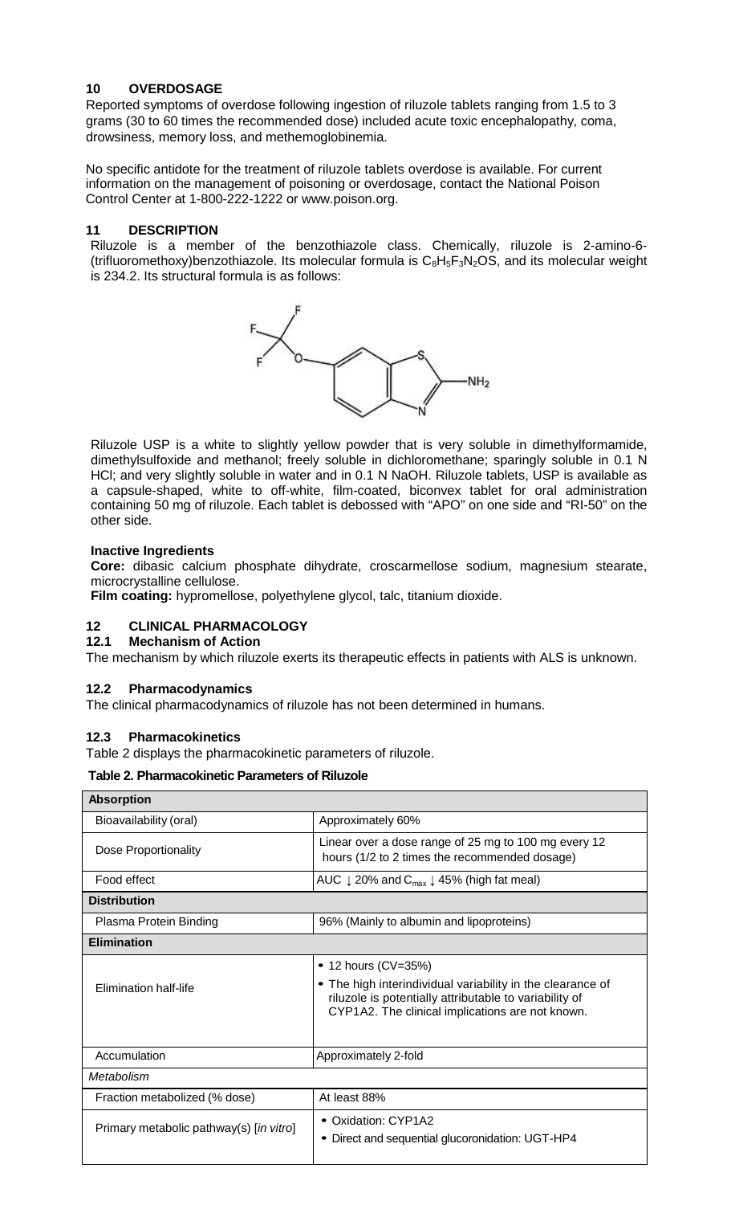## 10 OVERDOSAGE

Reported symptoms of overdose following ingestion of riluzole tablets ranging from 1.5 to 3 grams (30 to 60 times the recommended dose) included acute toxic encephalopathy, coma, drowsiness, memory loss, and methemoglobinemia.

No specific antidote for the treatment of riluzole tablets overdose is available. For current information on the management of poisoning or overdosage, contact the National Poison Control Center at 1-800-222-1222 or www.poison.org.

## 11 DESCRIPTION

Riluzole is a member of the benzothiazole class. Chemically, riluzole is 2-amino-6-(trifluoromethoxy)benzothiazole. Its molecular formula is $C_8H_5F_3N_2OS$, and its molecular weight is 234.2. Its structural formula is as follows:

Riluzole USP is a white to slightly yellow powder that is very soluble in dimethylformamide, dimethylsulfoxide and methanol; freely soluble in dichloromethane; sparingly soluble in 0.1 N HCl; and very slightly soluble in water and in 0.1 N NaOH. Riluzole tablets, USP is available as a capsule-shaped, white to off-white, film-coated, biconvex tablet for oral administration containing 50 mg of riluzole. Each tablet is debossed with "APO" on one side and "RI-50" on the other side.

**Inactive Ingredients**

**Core:** dibasic calcium phosphate dihydrate, croscarmellose sodium, magnesium stearate, microcrystalline cellulose.

**Film coating:** hypromellose, polyethylene glycol, talc, titanium dioxide.

## 12 CLINICAL PHARMACOLOGY

### 12.1 Mechanism of Action

The mechanism by which riluzole exerts its therapeutic effects in patients with ALS is unknown.

### 12.2 Pharmacodynamics

The clinical pharmacodynamics of riluzole has not been determined in humans.

### 12.3 Pharmacokinetics

Table 2 displays the pharmacokinetic parameters of riluzole.

**Table 2. Pharmacokinetic Parameters of Riluzole**

| **Absorption** | |
|---|---|
| Bioavailability (oral) | Approximately 60% |
| Dose Proportionality | Linear over a dose range of 25 mg to 100 mg every 12 hours (1/2 to 2 times the recommended dosage) |
| Food effect | AUC ↓ 20% and $C_{max}$ ↓ 45% (high fat meal) |
| **Distribution** | |
| Plasma Protein Binding | 96% (Mainly to albumin and lipoproteins) |
| **Elimination** | |
| Elimination half-life | • 12 hours (CV=35%)<br>• The high interindividual variability in the clearance of riluzole is potentially attributable to variability of CYP1A2. The clinical implications are not known. |
| Accumulation | Approximately 2-fold |
| *Metabolism* | |
| Fraction metabolized (% dose) | At least 88% |
| Primary metabolic pathway(s) [*in vitro*] | • Oxidation: CYP1A2<br>• Direct and sequential glucoronidation: UGT-HP4 |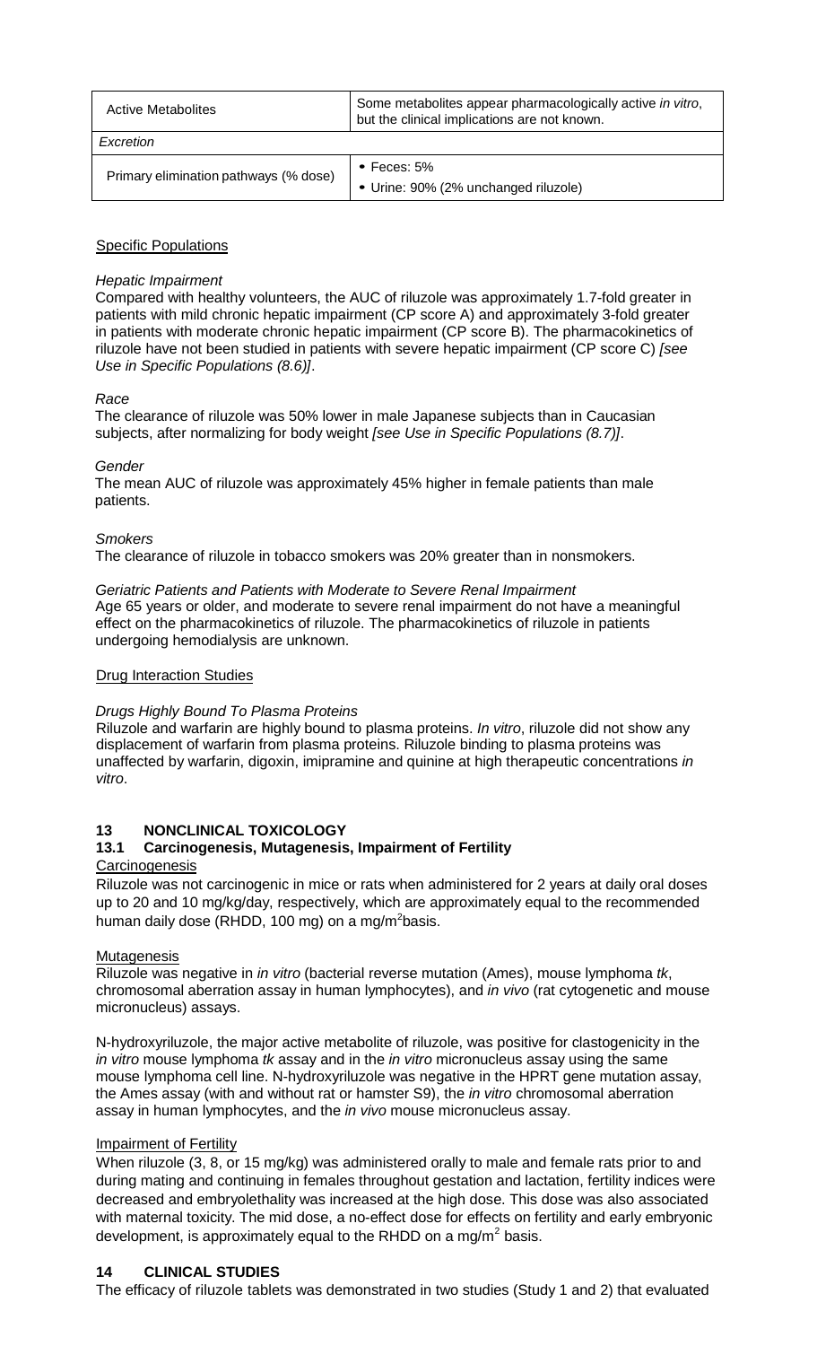| | |
|---|---|
| Active Metabolites | Some metabolites appear pharmacologically active *in vitro*, but the clinical implications are not known. |
| *Excretion* | |
| Primary elimination pathways (% dose) | • Feces: 5%<br>• Urine: 90% (2% unchanged riluzole) |

Specific Populations

*Hepatic Impairment*

Compared with healthy volunteers, the AUC of riluzole was approximately 1.7-fold greater in patients with mild chronic hepatic impairment (CP score A) and approximately 3-fold greater in patients with moderate chronic hepatic impairment (CP score B). The pharmacokinetics of riluzole have not been studied in patients with severe hepatic impairment (CP score C) *[see Use in Specific Populations (8.6)]*.

*Race*

The clearance of riluzole was 50% lower in male Japanese subjects than in Caucasian subjects, after normalizing for body weight *[see Use in Specific Populations (8.7)]*.

*Gender*

The mean AUC of riluzole was approximately 45% higher in female patients than male patients.

*Smokers*

The clearance of riluzole in tobacco smokers was 20% greater than in nonsmokers.

*Geriatric Patients and Patients with Moderate to Severe Renal Impairment*

Age 65 years or older, and moderate to severe renal impairment do not have a meaningful effect on the pharmacokinetics of riluzole. The pharmacokinetics of riluzole in patients undergoing hemodialysis are unknown.

Drug Interaction Studies

*Drugs Highly Bound To Plasma Proteins*

Riluzole and warfarin are highly bound to plasma proteins. *In vitro*, riluzole did not show any displacement of warfarin from plasma proteins. Riluzole binding to plasma proteins was unaffected by warfarin, digoxin, imipramine and quinine at high therapeutic concentrations *in vitro*.

## 13 NONCLINICAL TOXICOLOGY

### 13.1 Carcinogenesis, Mutagenesis, Impairment of Fertility

Carcinogenesis

Riluzole was not carcinogenic in mice or rats when administered for 2 years at daily oral doses up to 20 and 10 mg/kg/day, respectively, which are approximately equal to the recommended human daily dose (RHDD, 100 mg) on a $mg/m^2$ basis.

Mutagenesis

Riluzole was negative in *in vitro* (bacterial reverse mutation (Ames), mouse lymphoma *tk*, chromosomal aberration assay in human lymphocytes), and *in vivo* (rat cytogenetic and mouse micronucleus) assays.

N-hydroxyriluzole, the major active metabolite of riluzole, was positive for clastogenicity in the *in vitro* mouse lymphoma *tk* assay and in the *in vitro* micronucleus assay using the same mouse lymphoma cell line. N-hydroxyriluzole was negative in the HPRT gene mutation assay, the Ames assay (with and without rat or hamster S9), the *in vitro* chromosomal aberration assay in human lymphocytes, and the *in vivo* mouse micronucleus assay.

Impairment of Fertility

When riluzole (3, 8, or 15 mg/kg) was administered orally to male and female rats prior to and during mating and continuing in females throughout gestation and lactation, fertility indices were decreased and embryolethality was increased at the high dose. This dose was also associated with maternal toxicity. The mid dose, a no-effect dose for effects on fertility and early embryonic development, is approximately equal to the RHDD on a $mg/m^2$ basis.

## 14 CLINICAL STUDIES

The efficacy of riluzole tablets was demonstrated in two studies (Study 1 and 2) that evaluated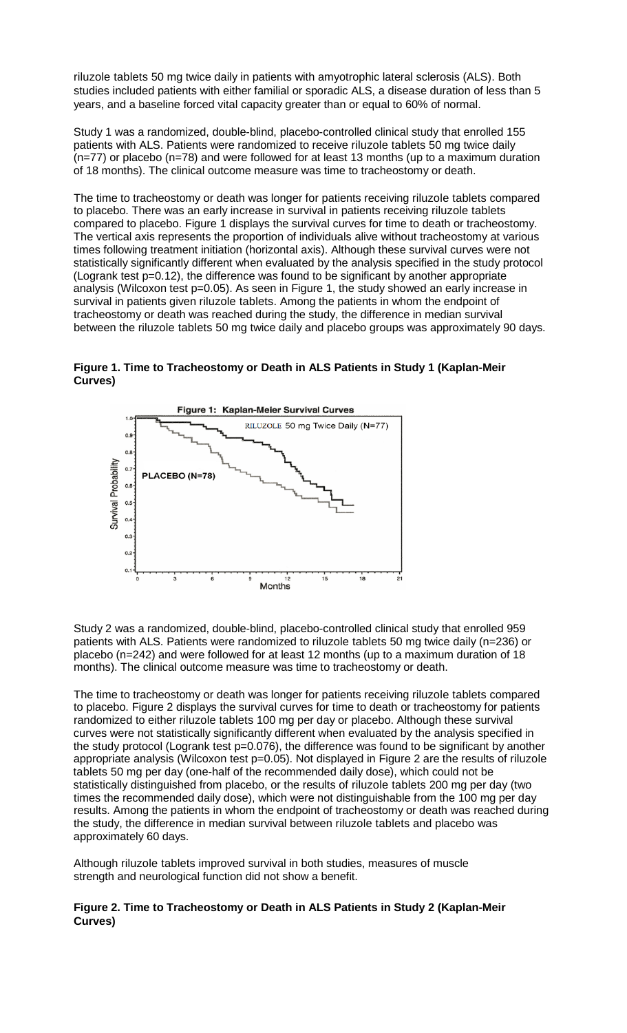riluzole tablets 50 mg twice daily in patients with amyotrophic lateral sclerosis (ALS). Both studies included patients with either familial or sporadic ALS, a disease duration of less than 5 years, and a baseline forced vital capacity greater than or equal to 60% of normal.

Study 1 was a randomized, double-blind, placebo-controlled clinical study that enrolled 155 patients with ALS. Patients were randomized to receive riluzole tablets 50 mg twice daily (n=77) or placebo (n=78) and were followed for at least 13 months (up to a maximum duration of 18 months). The clinical outcome measure was time to tracheostomy or death.

The time to tracheostomy or death was longer for patients receiving riluzole tablets compared to placebo. There was an early increase in survival in patients receiving riluzole tablets compared to placebo. Figure 1 displays the survival curves for time to death or tracheostomy. The vertical axis represents the proportion of individuals alive without tracheostomy at various times following treatment initiation (horizontal axis). Although these survival curves were not statistically significantly different when evaluated by the analysis specified in the study protocol (Logrank test p=0.12), the difference was found to be significant by another appropriate analysis (Wilcoxon test p=0.05). As seen in Figure 1, the study showed an early increase in survival in patients given riluzole tablets. Among the patients in whom the endpoint of tracheostomy or death was reached during the study, the difference in median survival between the riluzole tablets 50 mg twice daily and placebo groups was approximately 90 days.

**Figure 1. Time to Tracheostomy or Death in ALS Patients in Study 1 (Kaplan-Meir Curves)**

Figure 1: Kaplan-Meier Survival Curves

RILUZOLE 50 mg Twice Daily (N=77)

PLACEBO (N=78)

Survival Probability

1.0
0.9
0.8
0.7
0.6
0.5
0.4
0.3
0.2
0.1

0 3 6 9 12 15 18 21

Months

Study 2 was a randomized, double-blind, placebo-controlled clinical study that enrolled 959 patients with ALS. Patients were randomized to riluzole tablets 50 mg twice daily (n=236) or placebo (n=242) and were followed for at least 12 months (up to a maximum duration of 18 months). The clinical outcome measure was time to tracheostomy or death.

The time to tracheostomy or death was longer for patients receiving riluzole tablets compared to placebo. Figure 2 displays the survival curves for time to death or tracheostomy for patients randomized to either riluzole tablets 100 mg per day or placebo. Although these survival curves were not statistically significantly different when evaluated by the analysis specified in the study protocol (Logrank test p=0.076), the difference was found to be significant by another appropriate analysis (Wilcoxon test p=0.05). Not displayed in Figure 2 are the results of riluzole tablets 50 mg per day (one-half of the recommended daily dose), which could not be statistically distinguished from placebo, or the results of riluzole tablets 200 mg per day (two times the recommended daily dose), which were not distinguishable from the 100 mg per day results. Among the patients in whom the endpoint of tracheostomy or death was reached during the study, the difference in median survival between riluzole tablets and placebo was approximately 60 days.

Although riluzole tablets improved survival in both studies, measures of muscle strength and neurological function did not show a benefit.

**Figure 2. Time to Tracheostomy or Death in ALS Patients in Study 2 (Kaplan-Meir Curves)**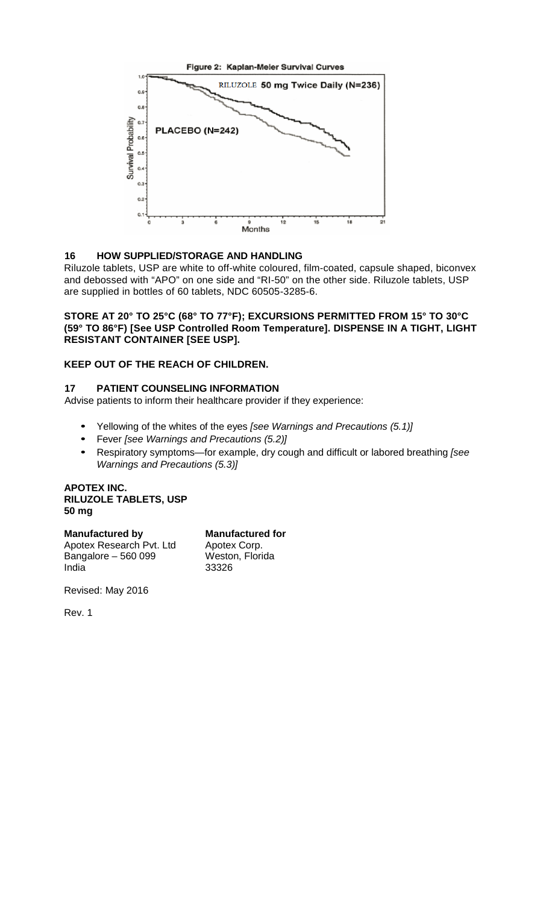Figure 2: Kaplan-Meier Survival Curves

RILUZOLE 50 mg Twice Daily (N=236)

PLACEBO (N=242)

Survival Probability

1.0
0.9
0.8
0.7
0.6
0.5
0.4
0.3
0.2
0.1

0 3 6 9 12 15 18 21

Months

## 16 HOW SUPPLIED/STORAGE AND HANDLING

Riluzole tablets, USP are white to off-white coloured, film-coated, capsule shaped, biconvex and debossed with "APO" on one side and "RI-50" on the other side. Riluzole tablets, USP are supplied in bottles of 60 tablets, NDC 60505-3285-6.

**STORE AT 20° TO 25°C (68° TO 77°F); EXCURSIONS PERMITTED FROM 15° TO 30°C (59° TO 86°F) [See USP Controlled Room Temperature]. DISPENSE IN A TIGHT, LIGHT RESISTANT CONTAINER [SEE USP].**

**KEEP OUT OF THE REACH OF CHILDREN.**

## 17 PATIENT COUNSELING INFORMATION

Advise patients to inform their healthcare provider if they experience:

- Yellowing of the whites of the eyes *[see Warnings and Precautions (5.1)]*
- Fever *[see Warnings and Precautions (5.2)]*
- Respiratory symptoms—for example, dry cough and difficult or labored breathing *[see Warnings and Precautions (5.3)]*

**APOTEX INC.**
**RILUZOLE TABLETS, USP**
**50 mg**

| **Manufactured by** | **Manufactured for** |
|---|---|
| Apotex Research Pvt. Ltd | Apotex Corp. |
| Bangalore – 560 099 | Weston, Florida |
| India | 33326 |

Revised: May 2016

Rev. 1